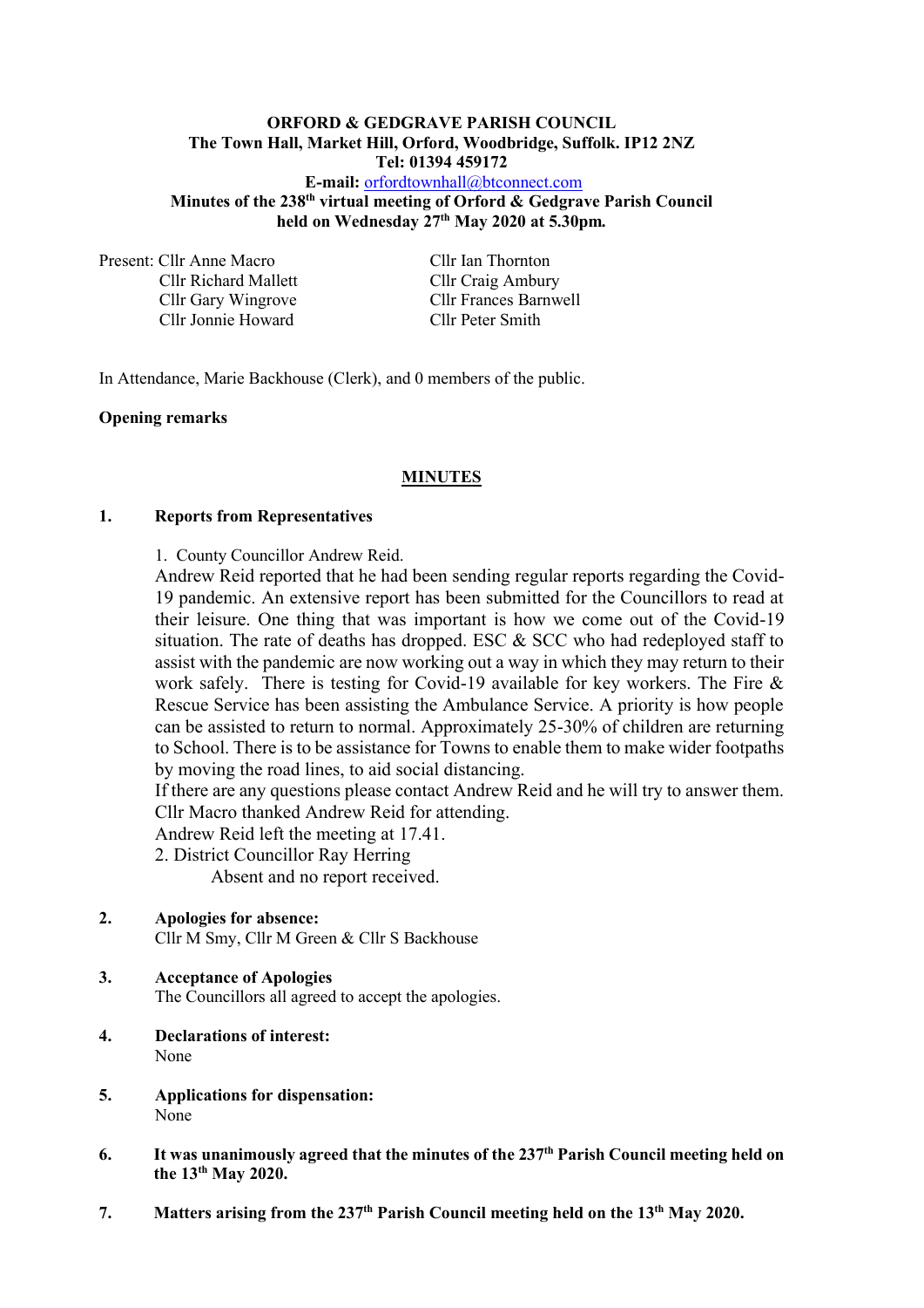**ORFORD & GEDGRAVE PARISH COUNCIL**
**The Town Hall, Market Hill, Orford, Woodbridge, Suffolk. IP12 2NZ**
**Tel: 01394 459172**
**E-mail:** orfordtownhall@btconnect.com
**Minutes of the 238th virtual meeting of Orford & Gedgrave Parish Council held on Wednesday 27th May 2020 at 5.30pm.**

Present: Cllr Anne Macro
Cllr Richard Mallett
Cllr Gary Wingrove
Cllr Jonnie Howard
Cllr Ian Thornton
Cllr Craig Ambury
Cllr Frances Barnwell
Cllr Peter Smith

In Attendance, Marie Backhouse (Clerk), and 0 members of the public.

**Opening remarks**

## MINUTES

**1. Reports from Representatives**

1. County Councillor Andrew Reid.
Andrew Reid reported that he had been sending regular reports regarding the Covid-19 pandemic. An extensive report has been submitted for the Councillors to read at their leisure. One thing that was important is how we come out of the Covid-19 situation. The rate of deaths has dropped. ESC & SCC who had redeployed staff to assist with the pandemic are now working out a way in which they may return to their work safely. There is testing for Covid-19 available for key workers. The Fire & Rescue Service has been assisting the Ambulance Service. A priority is how people can be assisted to return to normal. Approximately 25-30% of children are returning to School. There is to be assistance for Towns to enable them to make wider footpaths by moving the road lines, to aid social distancing.
If there are any questions please contact Andrew Reid and he will try to answer them.
Cllr Macro thanked Andrew Reid for attending.
Andrew Reid left the meeting at 17.41.

2. District Councillor Ray Herring
Absent and no report received.

**2. Apologies for absence:**
Cllr M Smy, Cllr M Green & Cllr S Backhouse

**3. Acceptance of Apologies**
The Councillors all agreed to accept the apologies.

**4. Declarations of interest:**
None

**5. Applications for dispensation:**
None

**6. It was unanimously agreed that the minutes of the 237th Parish Council meeting held on the 13th May 2020.**

**7. Matters arising from the 237th Parish Council meeting held on the 13th May 2020.**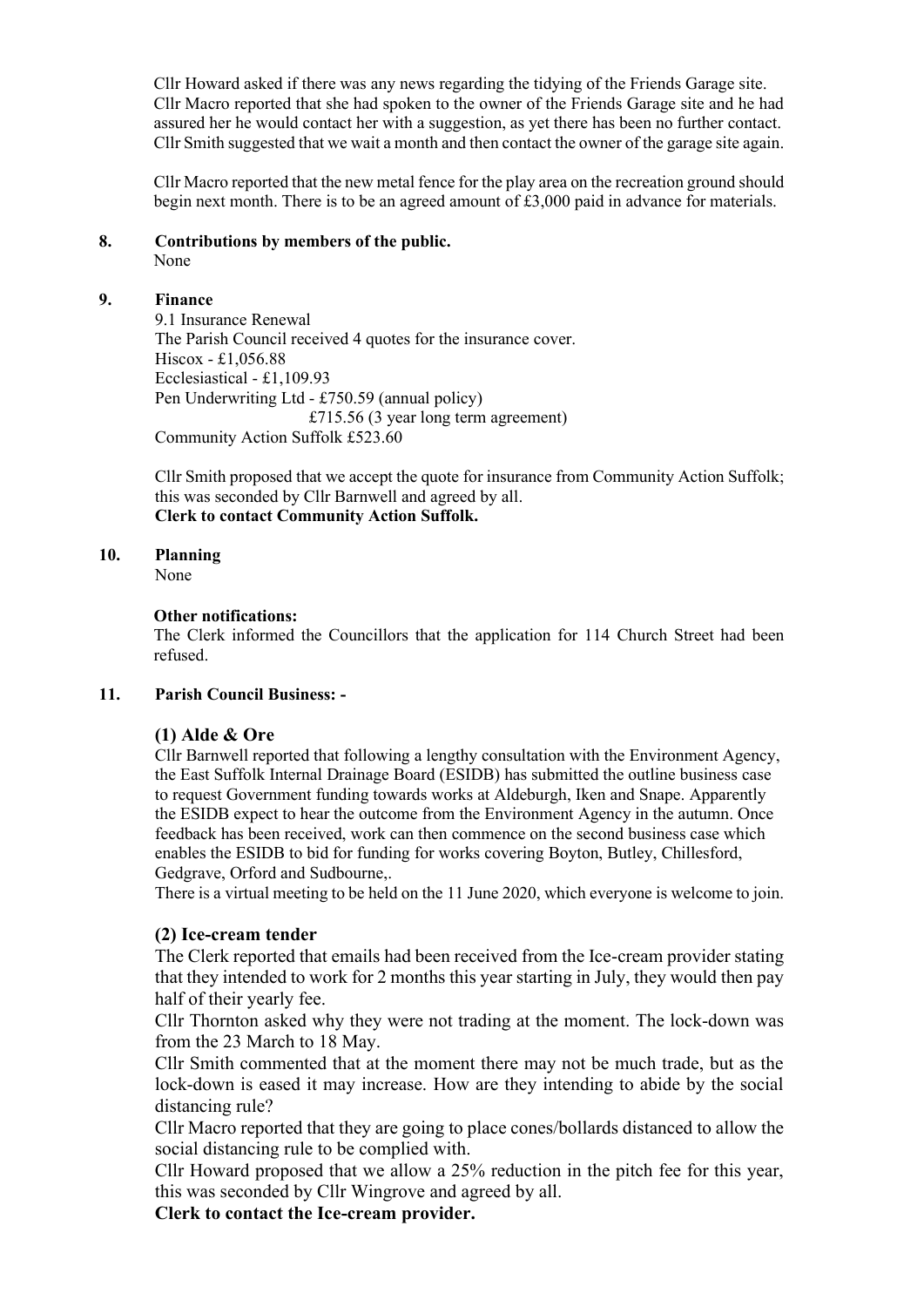Cllr Howard asked if there was any news regarding the tidying of the Friends Garage site. Cllr Macro reported that she had spoken to the owner of the Friends Garage site and he had assured her he would contact her with a suggestion, as yet there has been no further contact. Cllr Smith suggested that we wait a month and then contact the owner of the garage site again.

Cllr Macro reported that the new metal fence for the play area on the recreation ground should begin next month. There is to be an agreed amount of £3,000 paid in advance for materials.

**8. Contributions by members of the public.**

None

**9. Finance**

9.1 Insurance Renewal

The Parish Council received 4 quotes for the insurance cover.

Hiscox - £1,056.88

Ecclesiastical - £1,109.93

Pen Underwriting Ltd - £750.59 (annual policy)

£715.56 (3 year long term agreement)

Community Action Suffolk £523.60

Cllr Smith proposed that we accept the quote for insurance from Community Action Suffolk; this was seconded by Cllr Barnwell and agreed by all.

**Clerk to contact Community Action Suffolk.**

**10. Planning**

None

**Other notifications:**

The Clerk informed the Councillors that the application for 114 Church Street had been refused.

**11. Parish Council Business: -**

**(1) Alde & Ore**

Cllr Barnwell reported that following a lengthy consultation with the Environment Agency, the East Suffolk Internal Drainage Board (ESIDB) has submitted the outline business case to request Government funding towards works at Aldeburgh, Iken and Snape. Apparently the ESIDB expect to hear the outcome from the Environment Agency in the autumn. Once feedback has been received, work can then commence on the second business case which enables the ESIDB to bid for funding for works covering Boyton, Butley, Chillesford, Gedgrave, Orford and Sudbourne,.

There is a virtual meeting to be held on the 11 June 2020, which everyone is welcome to join.

**(2) Ice-cream tender**

The Clerk reported that emails had been received from the Ice-cream provider stating that they intended to work for 2 months this year starting in July, they would then pay half of their yearly fee.

Cllr Thornton asked why they were not trading at the moment. The lock-down was from the 23 March to 18 May.

Cllr Smith commented that at the moment there may not be much trade, but as the lock-down is eased it may increase. How are they intending to abide by the social distancing rule?

Cllr Macro reported that they are going to place cones/bollards distanced to allow the social distancing rule to be complied with.

Cllr Howard proposed that we allow a 25% reduction in the pitch fee for this year, this was seconded by Cllr Wingrove and agreed by all.

**Clerk to contact the Ice-cream provider.**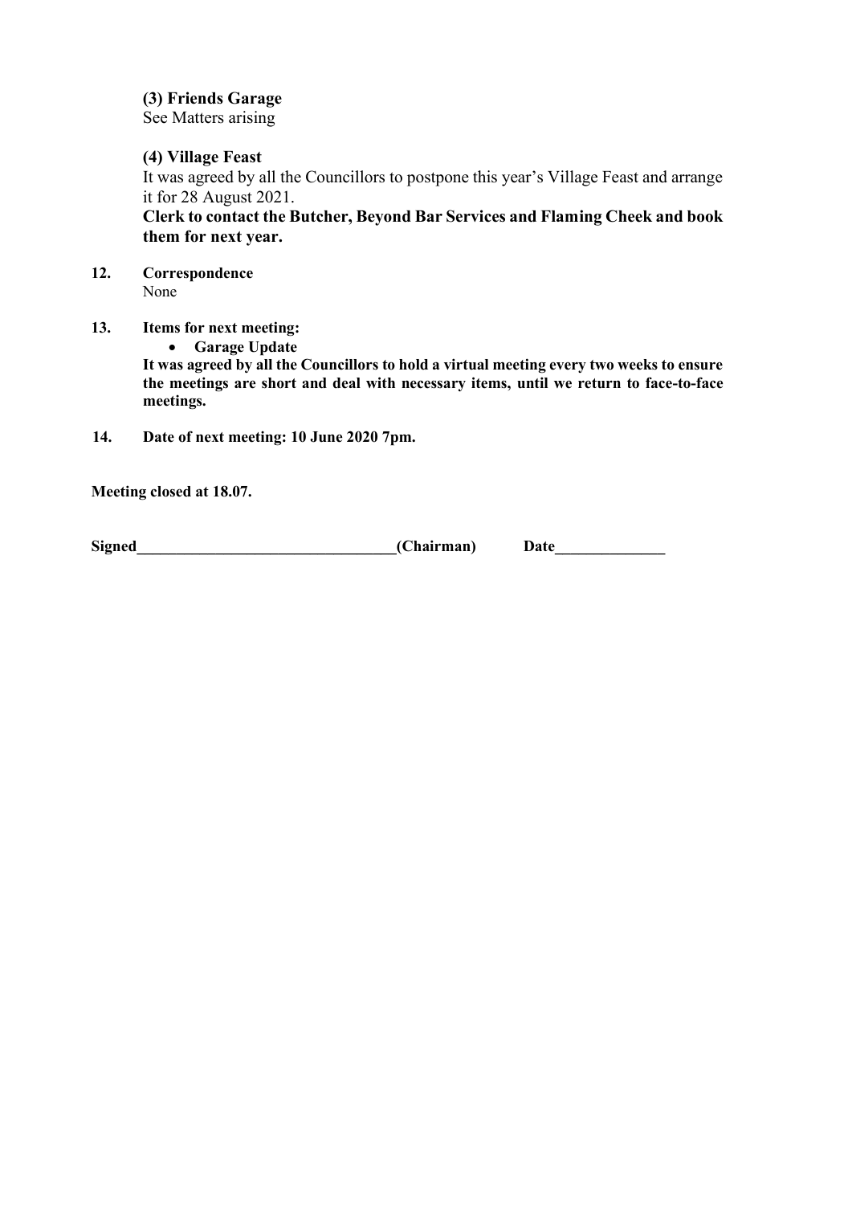**(3) Friends Garage**

See Matters arising

**(4) Village Feast**

It was agreed by all the Councillors to postpone this year's Village Feast and arrange it for 28 August 2021.

**Clerk to contact the Butcher, Beyond Bar Services and Flaming Cheek and book them for next year.**

**12. Correspondence**

None

**13. Items for next meeting:**

- **Garage Update**

**It was agreed by all the Councillors to hold a virtual meeting every two weeks to ensure the meetings are short and deal with necessary items, until we return to face-to-face meetings.**

**14. Date of next meeting: 10 June 2020 7pm.**

**Meeting closed at 18.07.**

**Signed**_________________________________**(Chairman)** **Date**______________